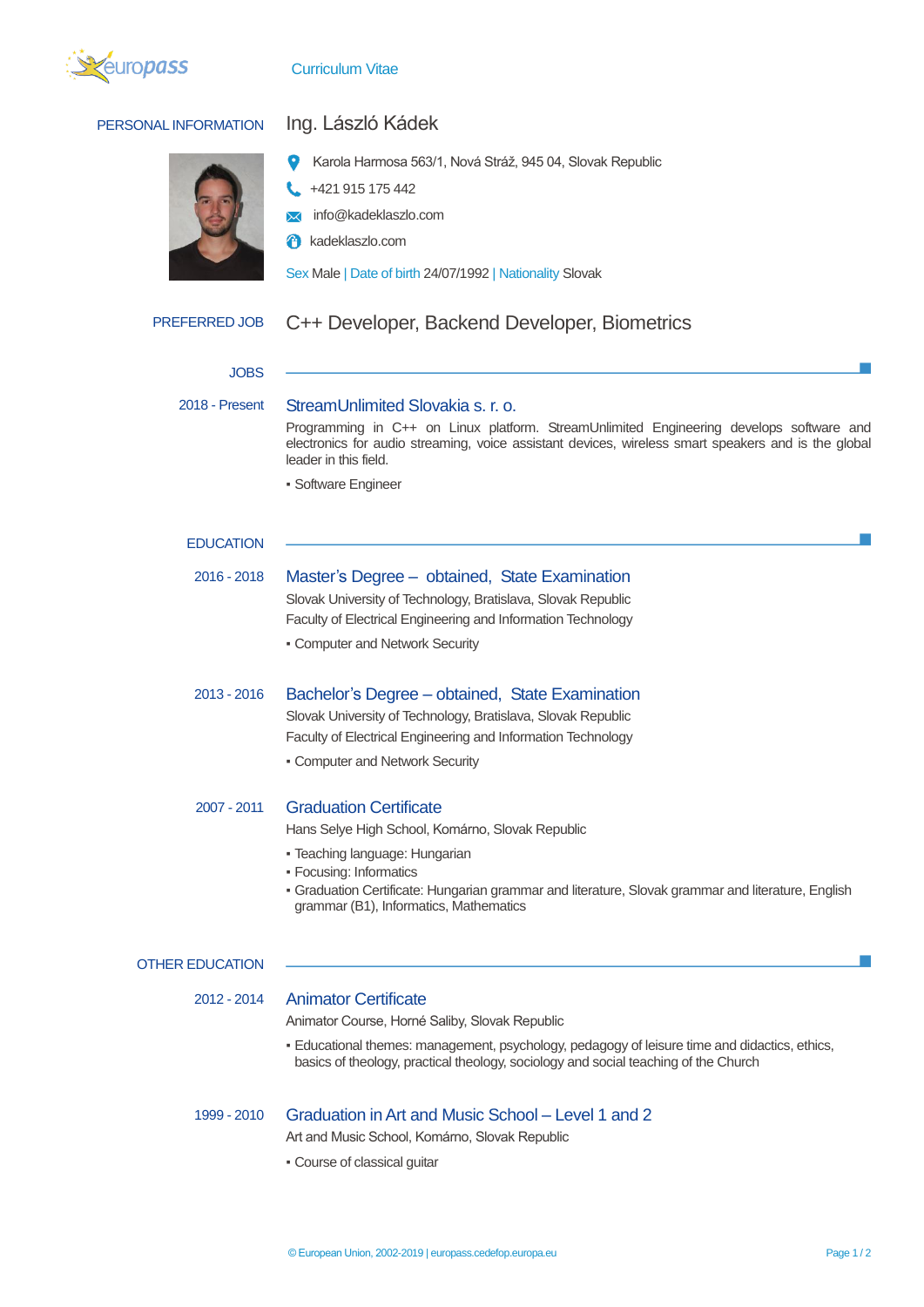# Curriculum Vitae

## PERSONAL INFORMATION

### Ing. László Kádek

Karola Harmosa 563/1, Nová Stráž, 945 04, Slovak Republic

+421 915 175 442

info@kadeklaszlo.com

kadeklaszlo.com

Sex Male | Date of birth 24/07/1992 | Nationality Slovak

## PREFERRED JOB

C++ Developer, Backend Developer, Biometrics

## JOBS

**2018 - Present**

### StreamUnlimited Slovakia s. r. o.

Programming in C++ on Linux platform. StreamUnlimited Engineering develops software and electronics for audio streaming, voice assistant devices, wireless smart speakers and is the global leader in this field.

- Software Engineer

## EDUCATION

**2016 - 2018**

### Master's Degree – obtained, State Examination

Slovak University of Technology, Bratislava, Slovak Republic

Faculty of Electrical Engineering and Information Technology

- Computer and Network Security

**2013 - 2016**

### Bachelor's Degree – obtained, State Examination

Slovak University of Technology, Bratislava, Slovak Republic

Faculty of Electrical Engineering and Information Technology

- Computer and Network Security

**2007 - 2011**

### Graduation Certificate

Hans Selye High School, Komárno, Slovak Republic

- Teaching language: Hungarian
- Focusing: Informatics
- Graduation Certificate: Hungarian grammar and literature, Slovak grammar and literature, English grammar (B1), Informatics, Mathematics

## OTHER EDUCATION

**2012 - 2014**

### Animator Certificate

Animator Course, Horné Saliby, Slovak Republic

- Educational themes: management, psychology, pedagogy of leisure time and didactics, ethics, basics of theology, practical theology, sociology and social teaching of the Church

**1999 - 2010**

### Graduation in Art and Music School – Level 1 and 2

Art and Music School, Komárno, Slovak Republic

- Course of classical guitar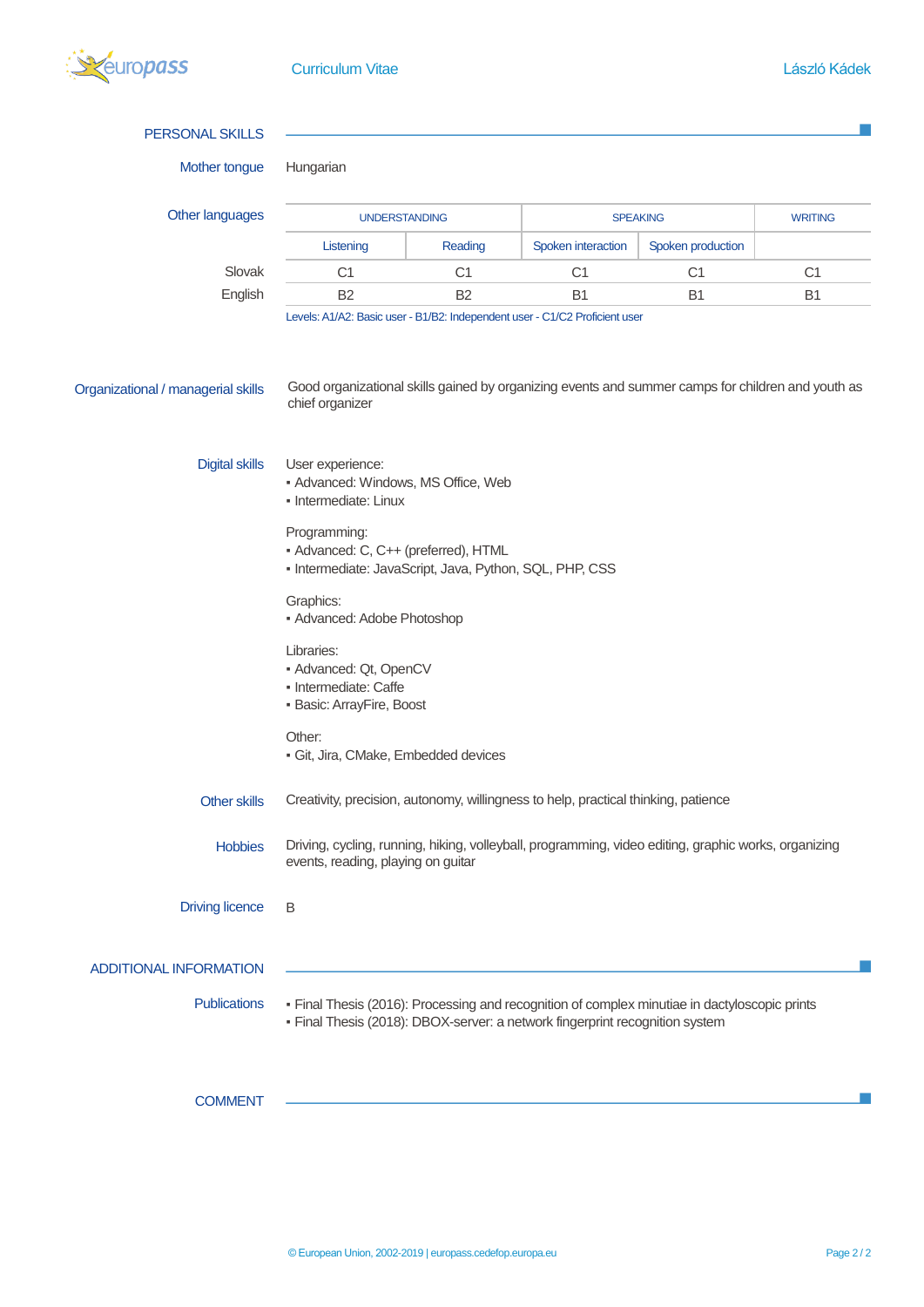## PERSONAL SKILLS

**Mother tongue**

Hungarian

**Other languages**

| | UNDERSTANDING | | SPEAKING | | WRITING |
|---|---|---|---|---|---|
| | Listening | Reading | Spoken interaction | Spoken production | |
| Slovak | C1 | C1 | C1 | C1 | C1 |
| English | B2 | B2 | B1 | B1 | B1 |

Levels: A1/A2: Basic user - B1/B2: Independent user - C1/C2 Proficient user

**Organizational / managerial skills**

Good organizational skills gained by organizing events and summer camps for children and youth as chief organizer

**Digital skills**

User experience:
- Advanced: Windows, MS Office, Web
- Intermediate: Linux

Programming:
- Advanced: C, C++ (preferred), HTML
- Intermediate: JavaScript, Java, Python, SQL, PHP, CSS

Graphics:
- Advanced: Adobe Photoshop

Libraries:
- Advanced: Qt, OpenCV
- Intermediate: Caffe
- Basic: ArrayFire, Boost

Other:
- Git, Jira, CMake, Embedded devices

**Other skills**

Creativity, precision, autonomy, willingness to help, practical thinking, patience

**Hobbies**

Driving, cycling, running, hiking, volleyball, programming, video editing, graphic works, organizing events, reading, playing on guitar

**Driving licence**

B

## ADDITIONAL INFORMATION

**Publications**

- Final Thesis (2016): Processing and recognition of complex minutiae in dactyloscopic prints
- Final Thesis (2018): DBOX-server: a network fingerprint recognition system

## COMMENT